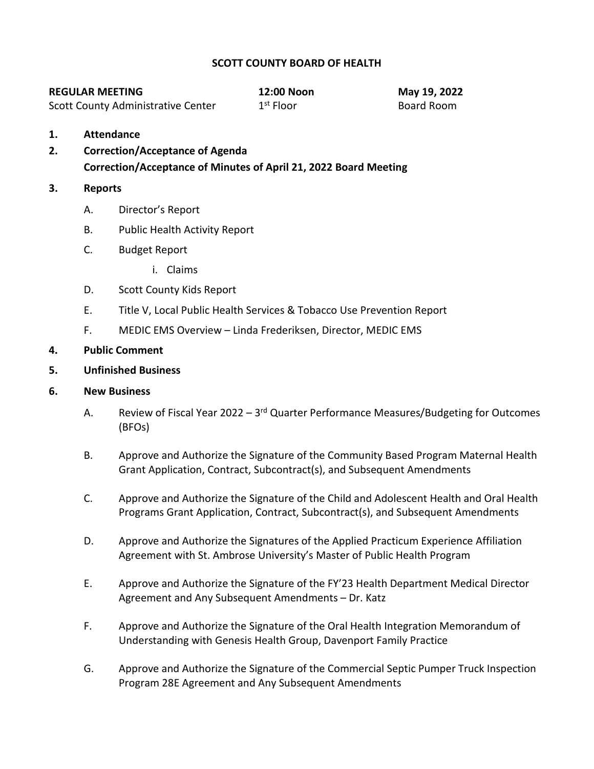# SCOTT COUNTY BOARD OF HEALTH

**REGULAR MEETING** **12:00 Noon** **May 19, 2022**
Scott County Administrative Center 1st Floor Board Room

**1. Attendance**

**2. Correction/Acceptance of Agenda**
**Correction/Acceptance of Minutes of April 21, 2022 Board Meeting**

**3. Reports**

A. Director's Report

B. Public Health Activity Report

C. Budget Report

  i. Claims

D. Scott County Kids Report

E. Title V, Local Public Health Services & Tobacco Use Prevention Report

F. MEDIC EMS Overview – Linda Frederiksen, Director, MEDIC EMS

**4. Public Comment**

**5. Unfinished Business**

**6. New Business**

A. Review of Fiscal Year 2022 – 3rd Quarter Performance Measures/Budgeting for Outcomes (BFOs)

B. Approve and Authorize the Signature of the Community Based Program Maternal Health Grant Application, Contract, Subcontract(s), and Subsequent Amendments

C. Approve and Authorize the Signature of the Child and Adolescent Health and Oral Health Programs Grant Application, Contract, Subcontract(s), and Subsequent Amendments

D. Approve and Authorize the Signatures of the Applied Practicum Experience Affiliation Agreement with St. Ambrose University's Master of Public Health Program

E. Approve and Authorize the Signature of the FY'23 Health Department Medical Director Agreement and Any Subsequent Amendments – Dr. Katz

F. Approve and Authorize the Signature of the Oral Health Integration Memorandum of Understanding with Genesis Health Group, Davenport Family Practice

G. Approve and Authorize the Signature of the Commercial Septic Pumper Truck Inspection Program 28E Agreement and Any Subsequent Amendments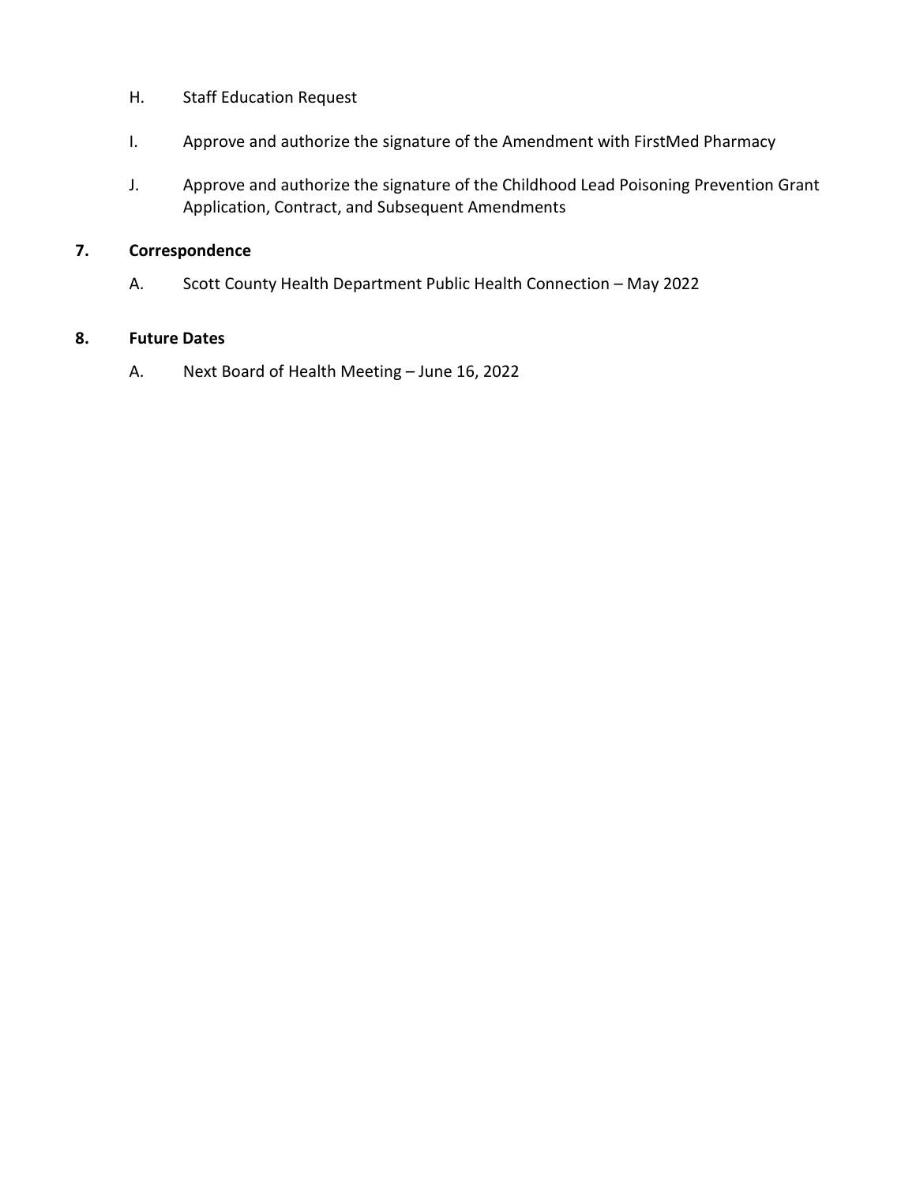H. Staff Education Request

I. Approve and authorize the signature of the Amendment with FirstMed Pharmacy

J. Approve and authorize the signature of the Childhood Lead Poisoning Prevention Grant Application, Contract, and Subsequent Amendments

**7. Correspondence**

A. Scott County Health Department Public Health Connection – May 2022

**8. Future Dates**

A. Next Board of Health Meeting – June 16, 2022